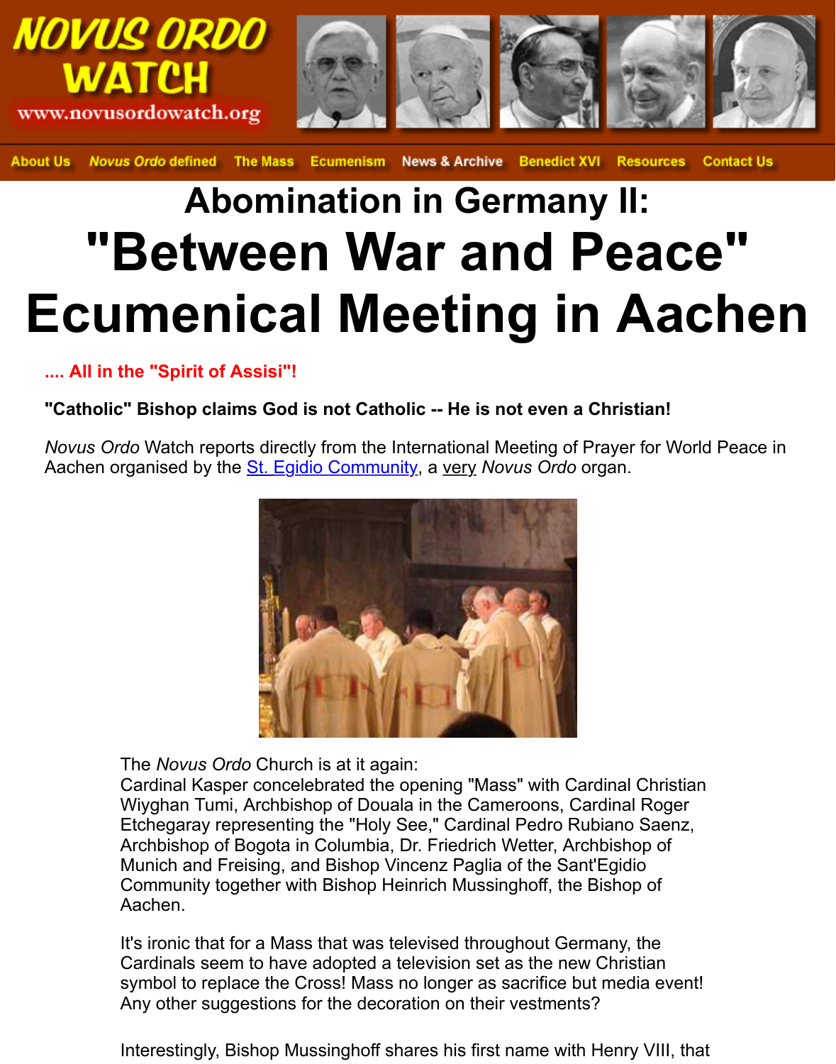NOVUS ORDO WATCH
www.novusordowatch.org

About Us | *Novus Ordo* defined | The Mass | Ecumenism | News & Archive | Benedict XVI | Resources | Contact Us

# Abomination in Germany II:

# "Between War and Peace" Ecumenical Meeting in Aachen

**.... All in the "Spirit of Assisi"!**

**"Catholic" Bishop claims God is not Catholic -- He is not even a Christian!**

*Novus Ordo* Watch reports directly from the International Meeting of Prayer for World Peace in Aachen organised by the St. Egidio Community, a very *Novus Ordo* organ.

The *Novus Ordo* Church is at it again:
Cardinal Kasper concelebrated the opening "Mass" with Cardinal Christian Wiyghan Tumi, Archbishop of Douala in the Cameroons, Cardinal Roger Etchegaray representing the "Holy See," Cardinal Pedro Rubiano Saenz, Archbishop of Bogota in Columbia, Dr. Friedrich Wetter, Archbishop of Munich and Freising, and Bishop Vincenz Paglia of the Sant'Egidio Community together with Bishop Heinrich Mussinghoff, the Bishop of Aachen.

It's ironic that for a Mass that was televised throughout Germany, the Cardinals seem to have adopted a television set as the new Christian symbol to replace the Cross! Mass no longer as sacrifice but media event! Any other suggestions for the decoration on their vestments?

Interestingly, Bishop Mussinghoff shares his first name with Henry VIII, that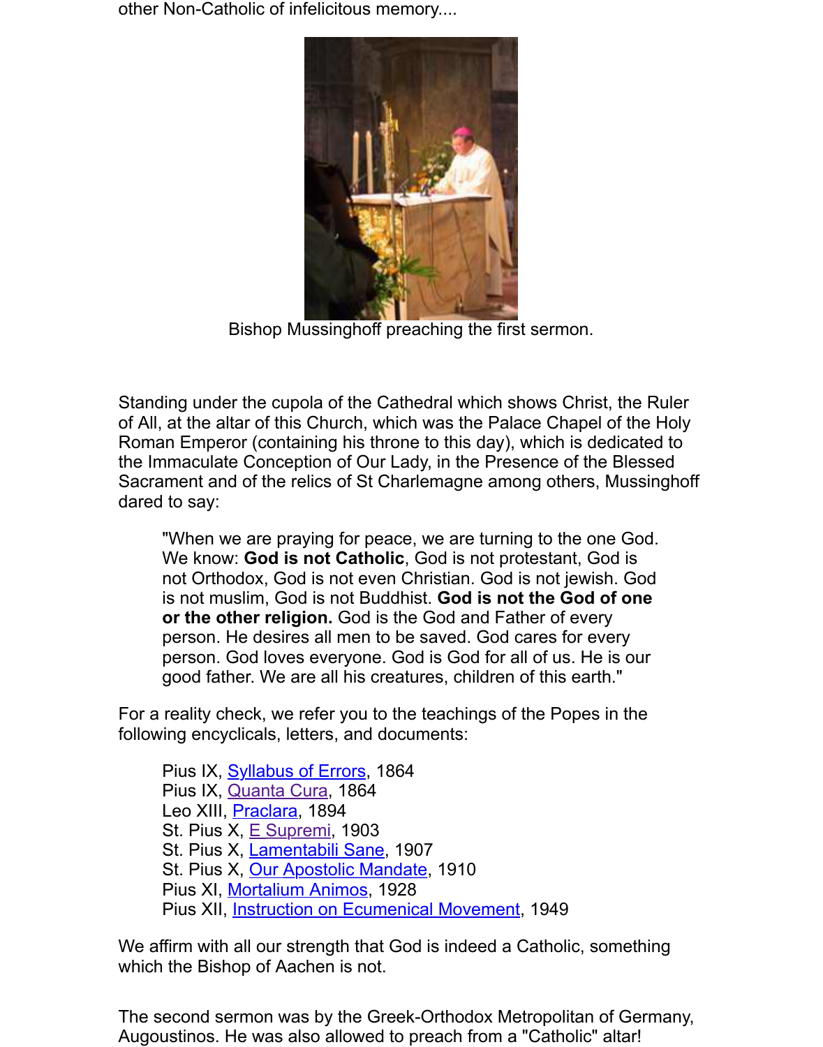other Non-Catholic of infelicitous memory....

Bishop Mussinghoff preaching the first sermon.

Standing under the cupola of the Cathedral which shows Christ, the Ruler of All, at the altar of this Church, which was the Palace Chapel of the Holy Roman Emperor (containing his throne to this day), which is dedicated to the Immaculate Conception of Our Lady, in the Presence of the Blessed Sacrament and of the relics of St Charlemagne among others, Mussinghoff dared to say:

> "When we are praying for peace, we are turning to the one God. We know: **God is not Catholic**, God is not protestant, God is not Orthodox, God is not even Christian. God is not jewish. God is not muslim, God is not Buddhist. **God is not the God of one or the other religion.** God is the God and Father of every person. He desires all men to be saved. God cares for every person. God loves everyone. God is God for all of us. He is our good father. We are all his creatures, children of this earth."

For a reality check, we refer you to the teachings of the Popes in the following encyclicals, letters, and documents:

> Pius IX, Syllabus of Errors, 1864
> Pius IX, Quanta Cura, 1864
> Leo XIII, Praclara, 1894
> St. Pius X, E Supremi, 1903
> St. Pius X, Lamentabili Sane, 1907
> St. Pius X, Our Apostolic Mandate, 1910
> Pius XI, Mortalium Animos, 1928
> Pius XII, Instruction on Ecumenical Movement, 1949

We affirm with all our strength that God is indeed a Catholic, something which the Bishop of Aachen is not.

The second sermon was by the Greek-Orthodox Metropolitan of Germany, Augoustinos. He was also allowed to preach from a "Catholic" altar!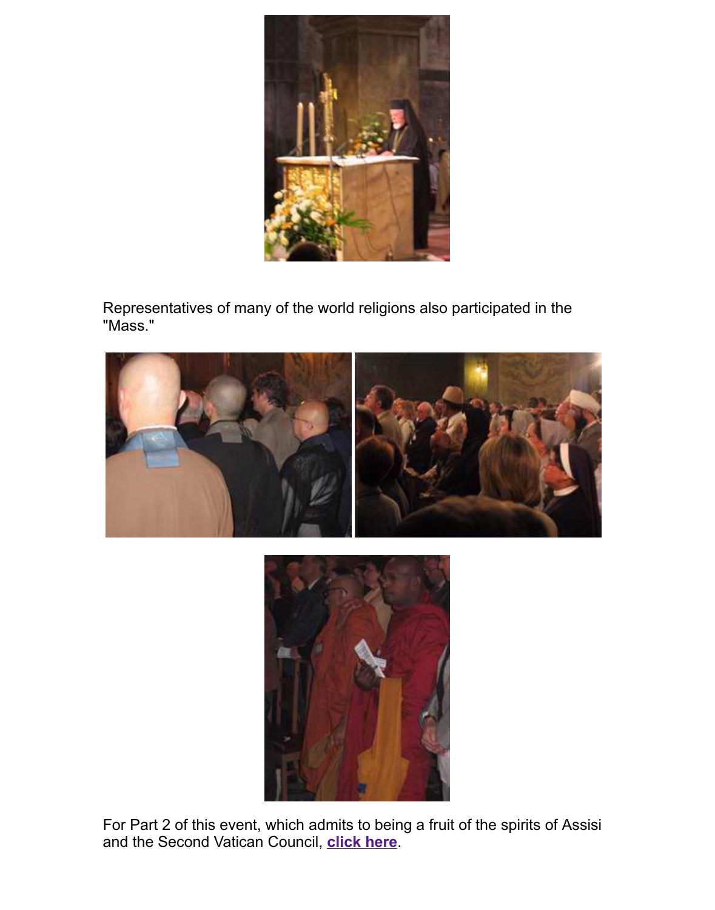Representatives of many of the world religions also participated in the "Mass."

For Part 2 of this event, which admits to being a fruit of the spirits of Assisi and the Second Vatican Council, **click here**.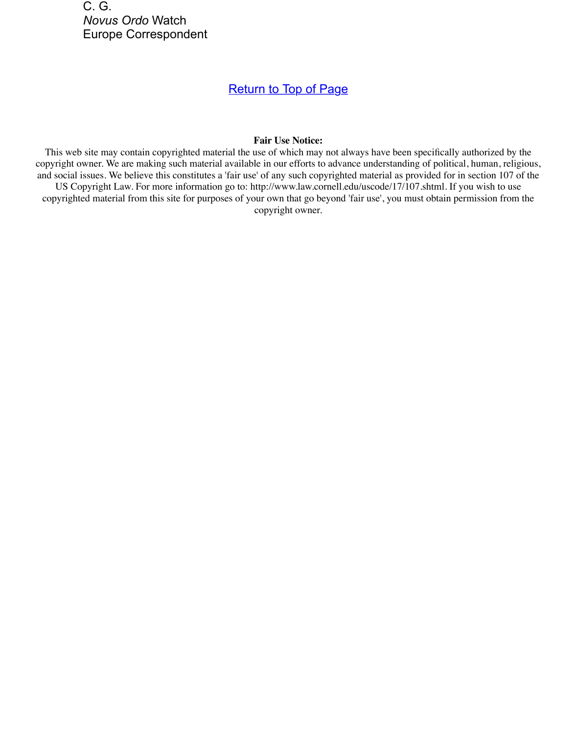C. G.
*Novus Ordo* Watch
Europe Correspondent

[Return to Top of Page]

**Fair Use Notice:**

This web site may contain copyrighted material the use of which may not always have been specifically authorized by the copyright owner. We are making such material available in our efforts to advance understanding of political, human, religious, and social issues. We believe this constitutes a 'fair use' of any such copyrighted material as provided for in section 107 of the US Copyright Law. For more information go to: http://www.law.cornell.edu/uscode/17/107.shtml. If you wish to use copyrighted material from this site for purposes of your own that go beyond 'fair use', you must obtain permission from the copyright owner.